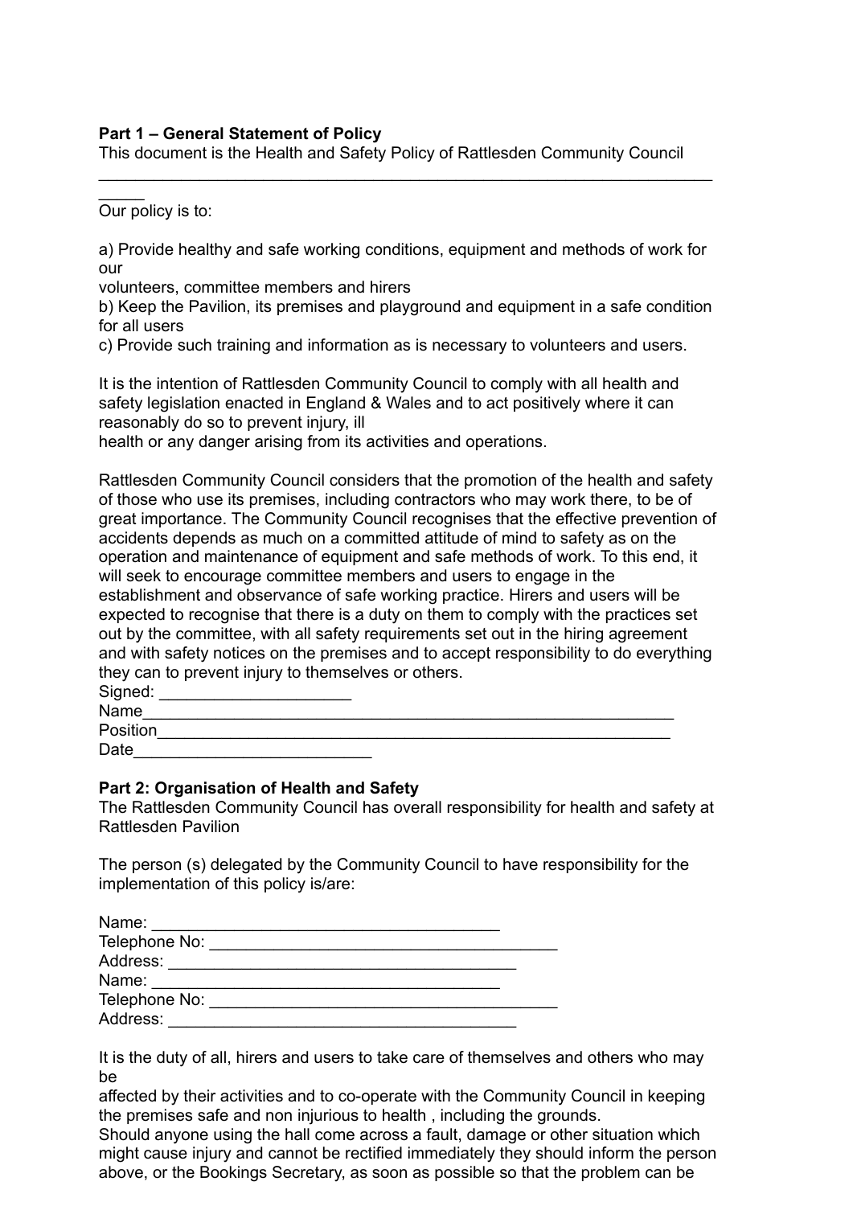**Part 1 – General Statement of Policy**

This document is the Health and Safety Policy of Rattlesden Community Council

_______________________________________________________________________

Our policy is to:

a) Provide healthy and safe working conditions, equipment and methods of work for our
volunteers, committee members and hirers
b) Keep the Pavilion, its premises and playground and equipment in a safe condition for all users
c) Provide such training and information as is necessary to volunteers and users.

It is the intention of Rattlesden Community Council to comply with all health and safety legislation enacted in England & Wales and to act positively where it can reasonably do so to prevent injury, ill
health or any danger arising from its activities and operations.

Rattlesden Community Council considers that the promotion of the health and safety of those who use its premises, including contractors who may work there, to be of great importance. The Community Council recognises that the effective prevention of accidents depends as much on a committed attitude of mind to safety as on the operation and maintenance of equipment and safe methods of work. To this end, it will seek to encourage committee members and users to engage in the establishment and observance of safe working practice. Hirers and users will be expected to recognise that there is a duty on them to comply with the practices set out by the committee, with all safety requirements set out in the hiring agreement and with safety notices on the premises and to accept responsibility to do everything they can to prevent injury to themselves or others.

Signed: _____________________
Name____________________________________________________________
Position__________________________________________________________
Date__________________________

**Part 2: Organisation of Health and Safety**

The Rattlesden Community Council has overall responsibility for health and safety at Rattlesden Pavilion

The person (s) delegated by the Community Council to have responsibility for the implementation of this policy is/are:

Name: _______________________________________
Telephone No: _______________________________________
Address: _______________________________________
Name: _______________________________________
Telephone No: _______________________________________
Address: _______________________________________

It is the duty of all, hirers and users to take care of themselves and others who may be
affected by their activities and to co-operate with the Community Council in keeping the premises safe and non injurious to health , including the grounds.
Should anyone using the hall come across a fault, damage or other situation which might cause injury and cannot be rectified immediately they should inform the person above, or the Bookings Secretary, as soon as possible so that the problem can be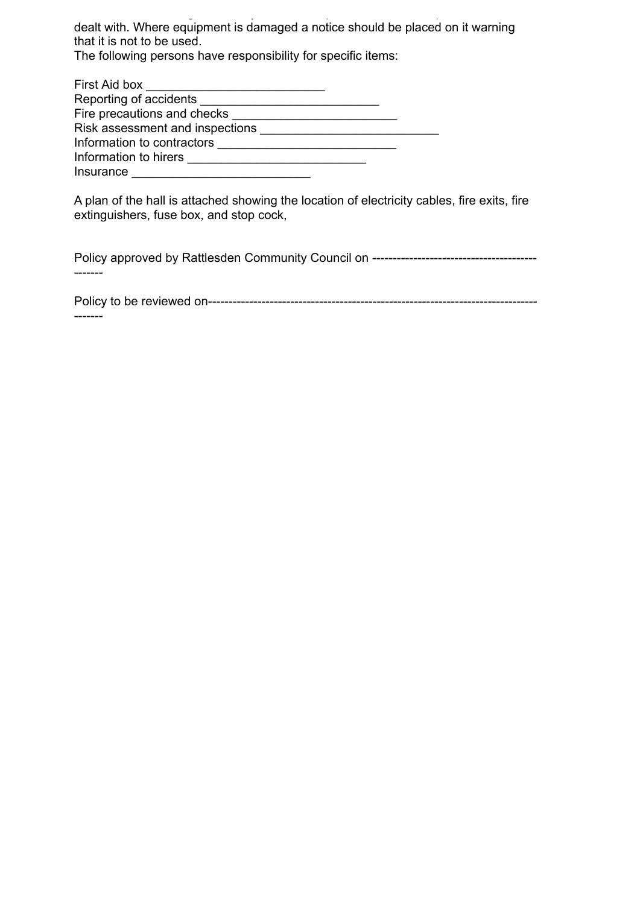dealt with. Where equipment is damaged a notice should be placed on it warning that it is not to be used.
The following persons have responsibility for specific items:

First Aid box __________________________
Reporting of accidents __________________________
Fire precautions and checks ________________________
Risk assessment and inspections __________________________
Information to contractors __________________________
Information to hirers __________________________
Insurance __________________________

A plan of the hall is attached showing the location of electricity cables, fire exits, fire extinguishers, fuse box, and stop cock,

Policy approved by Rattlesden Community Council on ----------------------------------------------

Policy to be reviewed on--------------------------------------------------------------------------------------